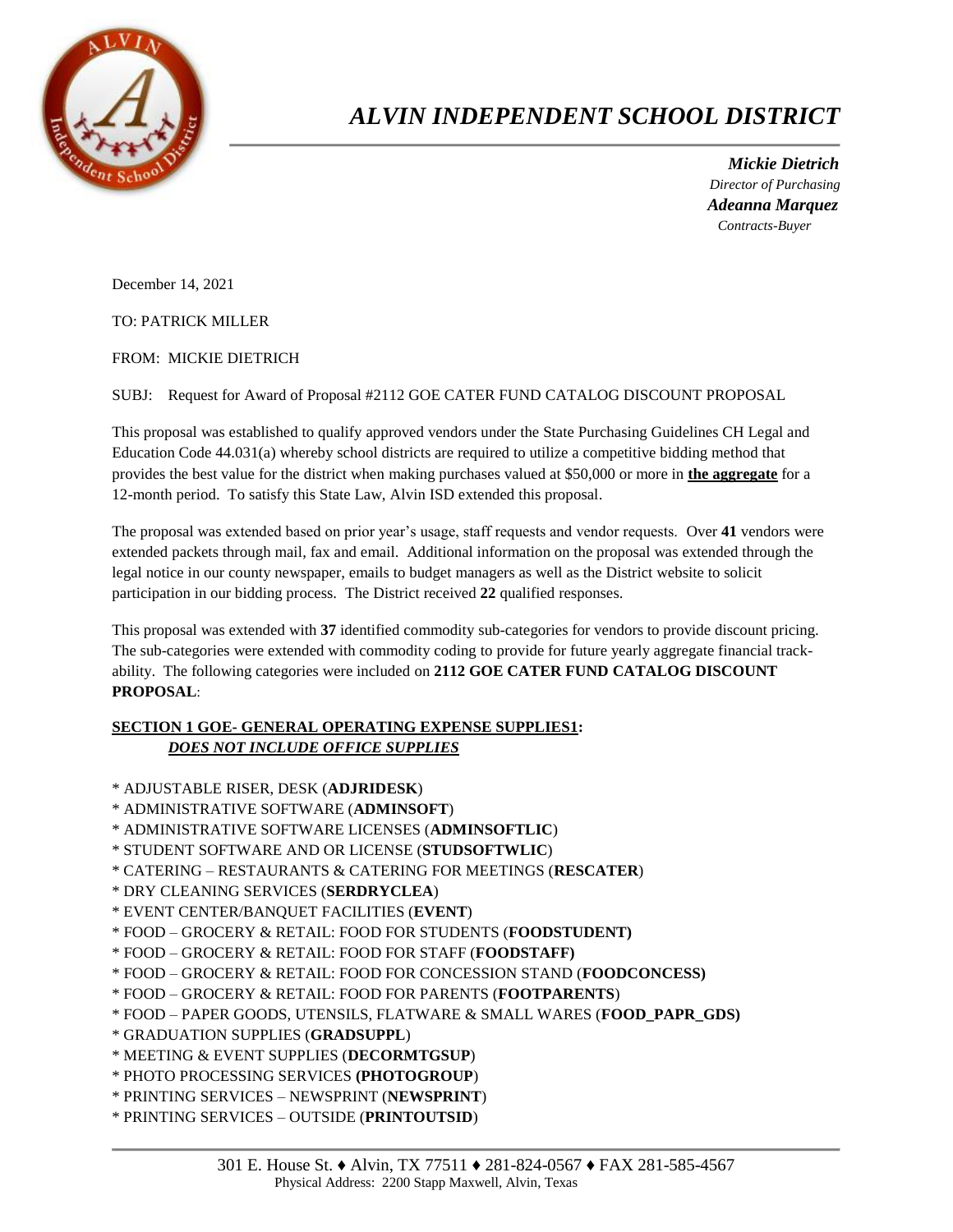# *ALVIN INDEPENDENT SCHOOL DISTRICT*

***Mickie Dietrich***
*Director of Purchasing*
***Adeanna Marquez***
*Contracts-Buyer*

December 14, 2021

TO: PATRICK MILLER

FROM: MICKIE DIETRICH

SUBJ: Request for Award of Proposal #2112 GOE CATER FUND CATALOG DISCOUNT PROPOSAL

This proposal was established to qualify approved vendors under the State Purchasing Guidelines CH Legal and Education Code 44.031(a) whereby school districts are required to utilize a competitive bidding method that provides the best value for the district when making purchases valued at $50,000 or more in **<u>the aggregate</u>** for a 12-month period. To satisfy this State Law, Alvin ISD extended this proposal.

The proposal was extended based on prior year's usage, staff requests and vendor requests. Over **41** vendors were extended packets through mail, fax and email. Additional information on the proposal was extended through the legal notice in our county newspaper, emails to budget managers as well as the District website to solicit participation in our bidding process. The District received **22** qualified responses.

This proposal was extended with **37** identified commodity sub-categories for vendors to provide discount pricing. The sub-categories were extended with commodity coding to provide for future yearly aggregate financial track-ability. The following categories were included on **2112 GOE CATER FUND CATALOG DISCOUNT PROPOSAL**:

**<u>SECTION 1 GOE- GENERAL OPERATING EXPENSE SUPPLIES1:</u>**
***<u>DOES NOT INCLUDE OFFICE SUPPLIES</u>***

* ADJUSTABLE RISER, DESK (**ADJRIDESK**)
* ADMINISTRATIVE SOFTWARE (**ADMINSOFT**)
* ADMINISTRATIVE SOFTWARE LICENSES (**ADMINSOFTLIC**)
* STUDENT SOFTWARE AND OR LICENSE (**STUDSOFTWLIC**)
* CATERING – RESTAURANTS & CATERING FOR MEETINGS (**RESCATER**)
* DRY CLEANING SERVICES (**SERDRYCLEA**)
* EVENT CENTER/BANQUET FACILITIES (**EVENT**)
* FOOD – GROCERY & RETAIL: FOOD FOR STUDENTS (**FOODSTUDENT)**
* FOOD – GROCERY & RETAIL: FOOD FOR STAFF (**FOODSTAFF)**
* FOOD – GROCERY & RETAIL: FOOD FOR CONCESSION STAND (**FOODCONCESS)**
* FOOD – GROCERY & RETAIL: FOOD FOR PARENTS (**FOOTPARENTS**)
* FOOD – PAPER GOODS, UTENSILS, FLATWARE & SMALL WARES (**FOOD_PAPR_GDS)**
* GRADUATION SUPPLIES (**GRADSUPPL**)
* MEETING & EVENT SUPPLIES (**DECORMTGSUP**)
* PHOTO PROCESSING SERVICES **(PHOTOGROUP**)
* PRINTING SERVICES – NEWSPRINT (**NEWSPRINT**)
* PRINTING SERVICES – OUTSIDE (**PRINTOUTSID**)

301 E. House St. ♦ Alvin, TX 77511 ♦ 281-824-0567 ♦ FAX 281-585-4567
Physical Address: 2200 Stapp Maxwell, Alvin, Texas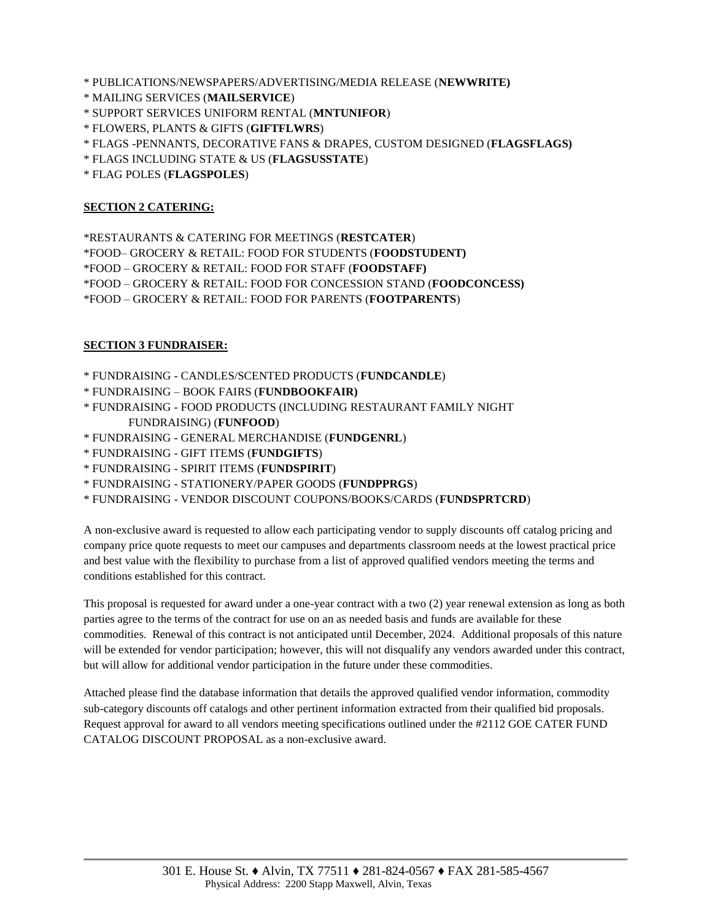* PUBLICATIONS/NEWSPAPERS/ADVERTISING/MEDIA RELEASE (**NEWWRITE)**
* MAILING SERVICES (**MAILSERVICE**)
* SUPPORT SERVICES UNIFORM RENTAL (**MNTUNIFOR**)
* FLOWERS, PLANTS & GIFTS (**GIFTFLWRS**)
* FLAGS -PENNANTS, DECORATIVE FANS & DRAPES, CUSTOM DESIGNED (**FLAGSFLAGS)**
* FLAGS INCLUDING STATE & US (**FLAGSUSSTATE**)
* FLAG POLES (**FLAGSPOLES**)

**SECTION 2 CATERING:**

*RESTAURANTS & CATERING FOR MEETINGS (**RESTCATER**)
*FOOD– GROCERY & RETAIL: FOOD FOR STUDENTS (**FOODSTUDENT)**
*FOOD – GROCERY & RETAIL: FOOD FOR STAFF (**FOODSTAFF)**
*FOOD – GROCERY & RETAIL: FOOD FOR CONCESSION STAND (**FOODCONCESS)**
*FOOD – GROCERY & RETAIL: FOOD FOR PARENTS (**FOOTPARENTS**)

**SECTION 3 FUNDRAISER:**

* FUNDRAISING - CANDLES/SCENTED PRODUCTS (**FUNDCANDLE**)
* FUNDRAISING – BOOK FAIRS (**FUNDBOOKFAIR)**
* FUNDRAISING - FOOD PRODUCTS (INCLUDING RESTAURANT FAMILY NIGHT FUNDRAISING) (**FUNFOOD**)
* FUNDRAISING - GENERAL MERCHANDISE (**FUNDGENRL**)
* FUNDRAISING - GIFT ITEMS (**FUNDGIFTS**)
* FUNDRAISING - SPIRIT ITEMS (**FUNDSPIRIT**)
* FUNDRAISING - STATIONERY/PAPER GOODS (**FUNDPPRGS**)
* FUNDRAISING - VENDOR DISCOUNT COUPONS/BOOKS/CARDS (**FUNDSPRTCRD**)

A non-exclusive award is requested to allow each participating vendor to supply discounts off catalog pricing and company price quote requests to meet our campuses and departments classroom needs at the lowest practical price and best value with the flexibility to purchase from a list of approved qualified vendors meeting the terms and conditions established for this contract.

This proposal is requested for award under a one-year contract with a two (2) year renewal extension as long as both parties agree to the terms of the contract for use on an as needed basis and funds are available for these commodities. Renewal of this contract is not anticipated until December, 2024. Additional proposals of this nature will be extended for vendor participation; however, this will not disqualify any vendors awarded under this contract, but will allow for additional vendor participation in the future under these commodities.

Attached please find the database information that details the approved qualified vendor information, commodity sub-category discounts off catalogs and other pertinent information extracted from their qualified bid proposals. Request approval for award to all vendors meeting specifications outlined under the #2112 GOE CATER FUND CATALOG DISCOUNT PROPOSAL as a non-exclusive award.

301 E. House St. ♦ Alvin, TX 77511 ♦ 281-824-0567 ♦ FAX 281-585-4567
Physical Address: 2200 Stapp Maxwell, Alvin, Texas